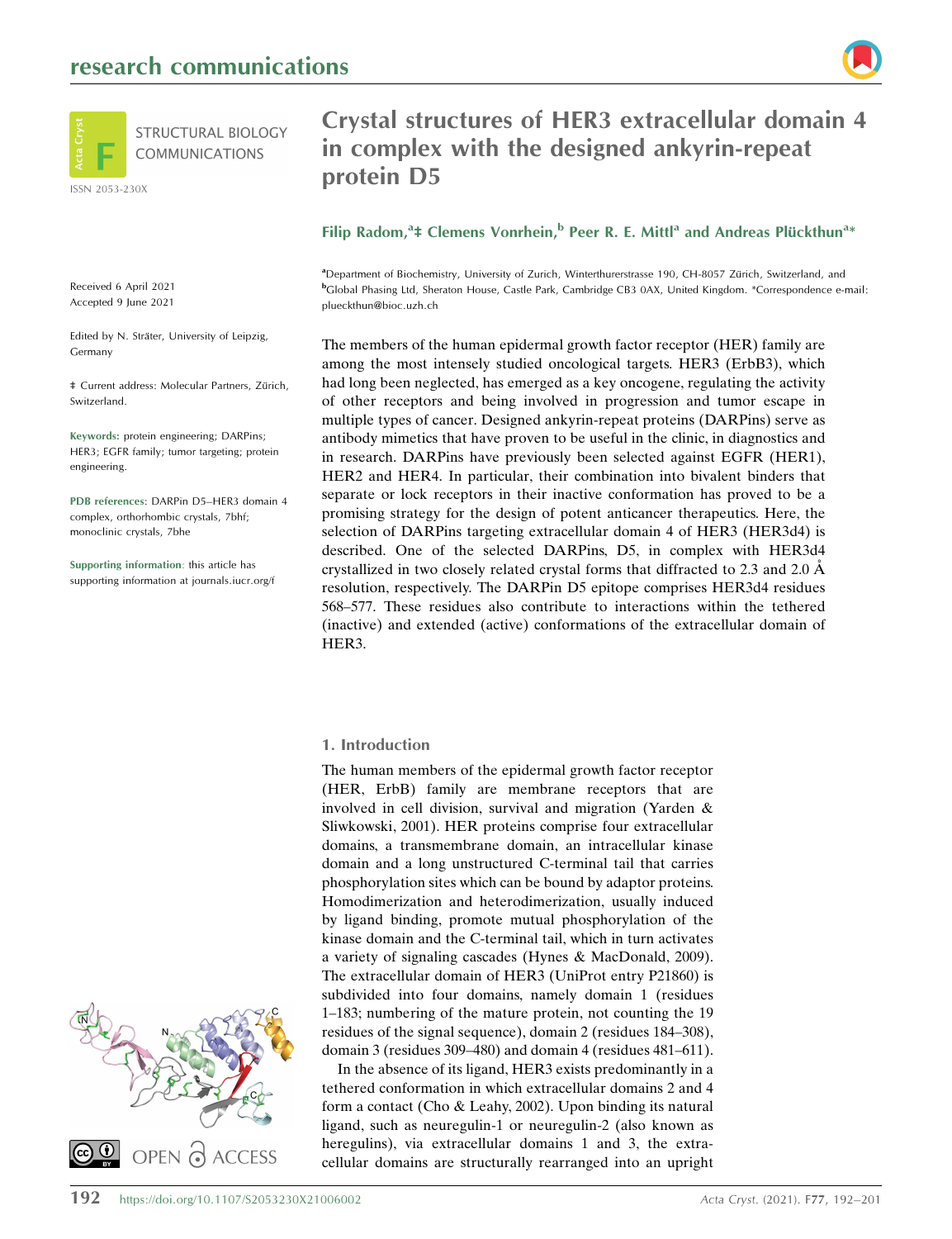# Crystal structures of HER3 extracellular domain 4 in complex with the designed ankyrin-repeat protein D5

STRUCTURAL BIOLOGY COMMUNICATIONS

ISSN 2053-230X

**Filip Radom,[a]‡ Clemens Vonrhein,[b] Peer R. E. Mittl[a] and Andreas Plückthun[a]***

[a]Department of Biochemistry, University of Zurich, Winterthurerstrasse 190, CH-8057 Zürich, Switzerland, and [b]Global Phasing Ltd, Sheraton House, Castle Park, Cambridge CB3 0AX, United Kingdom. *Correspondence e-mail: plueckthun@bioc.uzh.ch

Received 6 April 2021
Accepted 9 June 2021

Edited by N. Sträter, University of Leipzig, Germany

‡ Current address: Molecular Partners, Zürich, Switzerland.

**Keywords:** protein engineering; DARPins; HER3; EGFR family; tumor targeting; protein engineering.

**PDB references:** DARPin D5–HER3 domain 4 complex, orthorhombic crystals, 7bhf; monoclinic crystals, 7bhe

**Supporting information**: this article has supporting information at journals.iucr.org/f

The members of the human epidermal growth factor receptor (HER) family are among the most intensely studied oncological targets. HER3 (ErbB3), which had long been neglected, has emerged as a key oncogene, regulating the activity of other receptors and being involved in progression and tumor escape in multiple types of cancer. Designed ankyrin-repeat proteins (DARPins) serve as antibody mimetics that have proven to be useful in the clinic, in diagnostics and in research. DARPins have previously been selected against EGFR (HER1), HER2 and HER4. In particular, their combination into bivalent binders that separate or lock receptors in their inactive conformation has proved to be a promising strategy for the design of potent anticancer therapeutics. Here, the selection of DARPins targeting extracellular domain 4 of HER3 (HER3d4) is described. One of the selected DARPins, D5, in complex with HER3d4 crystallized in two closely related crystal forms that diffracted to 2.3 and 2.0 Å resolution, respectively. The DARPin D5 epitope comprises HER3d4 residues 568–577. These residues also contribute to interactions within the tethered (inactive) and extended (active) conformations of the extracellular domain of HER3.

## 1. Introduction

The human members of the epidermal growth factor receptor (HER, ErbB) family are membrane receptors that are involved in cell division, survival and migration (Yarden & Sliwkowski, 2001). HER proteins comprise four extracellular domains, a transmembrane domain, an intracellular kinase domain and a long unstructured C-terminal tail that carries phosphorylation sites which can be bound by adaptor proteins. Homodimerization and heterodimerization, usually induced by ligand binding, promote mutual phosphorylation of the kinase domain and the C-terminal tail, which in turn activates a variety of signaling cascades (Hynes & MacDonald, 2009). The extracellular domain of HER3 (UniProt entry P21860) is subdivided into four domains, namely domain 1 (residues 1–183; numbering of the mature protein, not counting the 19 residues of the signal sequence), domain 2 (residues 184–308), domain 3 (residues 309–480) and domain 4 (residues 481–611).

In the absence of its ligand, HER3 exists predominantly in a tethered conformation in which extracellular domains 2 and 4 form a contact (Cho & Leahy, 2002). Upon binding its natural ligand, such as neuregulin-1 or neuregulin-2 (also known as heregulins), via extracellular domains 1 and 3, the extracellular domains are structurally rearranged into an upright

OPEN ACCESS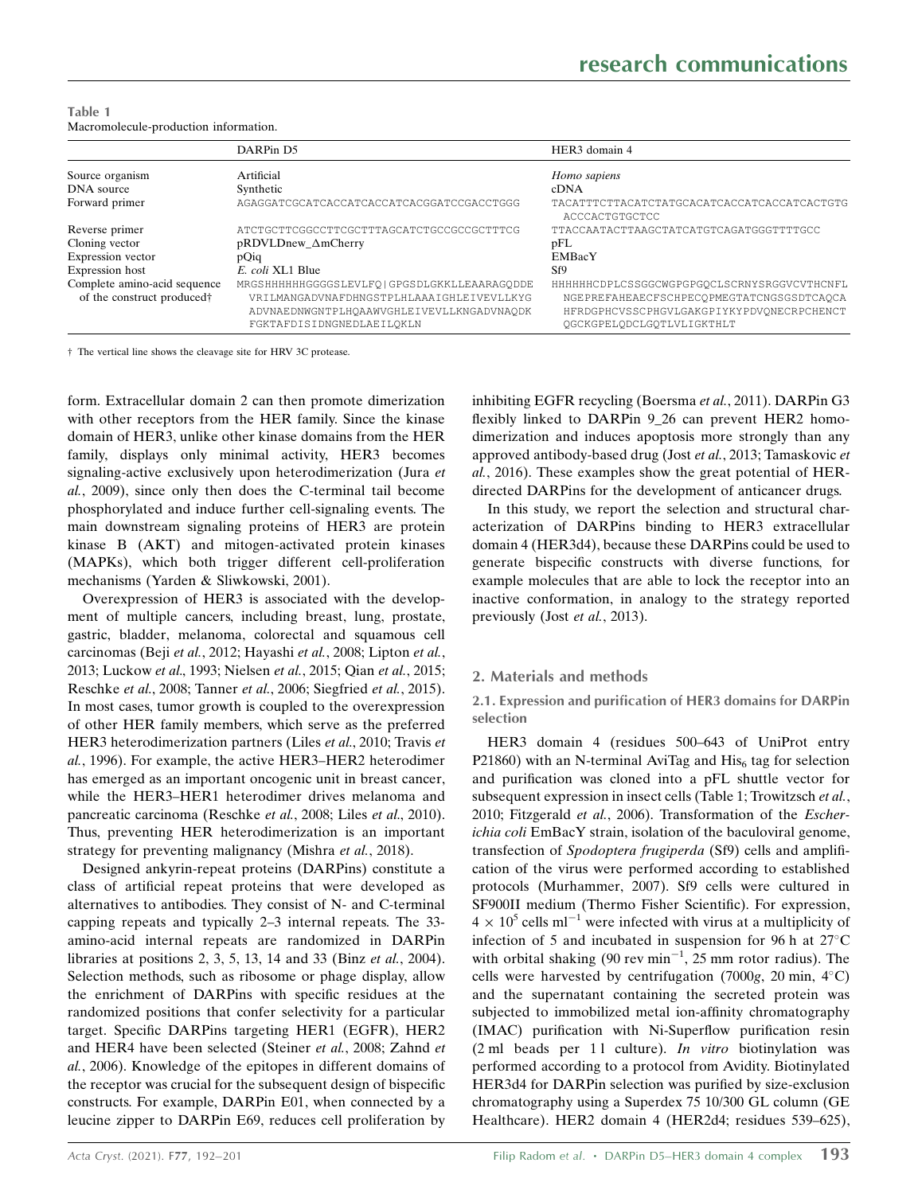**Table 1**
Macromolecule-production information.

| | DARPin D5 | HER3 domain 4 |
|---|---|---|
| Source organism | Artificial | *Homo sapiens* |
| DNA source | Synthetic | cDNA |
| Forward primer | AGAGGATCGCATCACCATCACCATCACGGATCCGACCTGGG | TACATTTCTTACATCTATGCACATCACCATCACCATCACTGTG ACCCACTGTGCTCC |
| Reverse primer | ATCTGCTTCGGCCTTCGCTTTAGCATCTGCCGCCGCTTTCG | TTACCAATACTTAAGCTATCATGTCAGATGGGTTTTGCC |
| Cloning vector | pRDVLDnew_ΔmCherry | pFL |
| Expression vector | pQiq | EMBacY |
| Expression host | *E. coli* XL1 Blue | Sf9 |
| Complete amino-acid sequence of the construct produced† | MRGSHHHHHHGGGGSLEVLFQ\|GPGSDLGKKLLEAARAGQDDE VRILMANGADVNAFDHNGSTPLHLAAAIGHLEIVEVLLKYG ADVNAEDNWGNTPLHQAAWVGHLEIVEVLLKNGADVNAQDK FGKTAFDISIDNGNEDLAEILQKLN | HHHHHHCDPLCSSGGCWGPGPGQCLSCRNYSRGGVCVTHCNFL NGEPREFAHEAECFSCHPECQPMEGTATCNGSGSDTCAQCA HFRDGPHCVSSCPHGVLGAKGPIYKYPDVQNECRPCHENCT QGCKGPELQDCLGQTLVLIGKTHLT |

† The vertical line shows the cleavage site for HRV 3C protease.

form. Extracellular domain 2 can then promote dimerization with other receptors from the HER family. Since the kinase domain of HER3, unlike other kinase domains from the HER family, displays only minimal activity, HER3 becomes signaling-active exclusively upon heterodimerization (Jura *et al.*, 2009), since only then does the C-terminal tail become phosphorylated and induce further cell-signaling events. The main downstream signaling proteins of HER3 are protein kinase B (AKT) and mitogen-activated protein kinases (MAPKs), which both trigger different cell-proliferation mechanisms (Yarden & Sliwkowski, 2001).

Overexpression of HER3 is associated with the development of multiple cancers, including breast, lung, prostate, gastric, bladder, melanoma, colorectal and squamous cell carcinomas (Beji *et al.*, 2012; Hayashi *et al.*, 2008; Lipton *et al.*, 2013; Luckow *et al.*, 1993; Nielsen *et al.*, 2015; Qian *et al.*, 2015; Reschke *et al.*, 2008; Tanner *et al.*, 2006; Siegfried *et al.*, 2015). In most cases, tumor growth is coupled to the overexpression of other HER family members, which serve as the preferred HER3 heterodimerization partners (Liles *et al.*, 2010; Travis *et al.*, 1996). For example, the active HER3–HER2 heterodimer has emerged as an important oncogenic unit in breast cancer, while the HER3–HER1 heterodimer drives melanoma and pancreatic carcinoma (Reschke *et al.*, 2008; Liles *et al.*, 2010). Thus, preventing HER heterodimerization is an important strategy for preventing malignancy (Mishra *et al.*, 2018).

Designed ankyrin-repeat proteins (DARPins) constitute a class of artificial repeat proteins that were developed as alternatives to antibodies. They consist of N- and C-terminal capping repeats and typically 2–3 internal repeats. The 33-amino-acid internal repeats are randomized in DARPin libraries at positions 2, 3, 5, 13, 14 and 33 (Binz *et al.*, 2004). Selection methods, such as ribosome or phage display, allow the enrichment of DARPins with specific residues at the randomized positions that confer selectivity for a particular target. Specific DARPins targeting HER1 (EGFR), HER2 and HER4 have been selected (Steiner *et al.*, 2008; Zahnd *et al.*, 2006). Knowledge of the epitopes in different domains of the receptor was crucial for the subsequent design of bispecific constructs. For example, DARPin E01, when connected by a leucine zipper to DARPin E69, reduces cell proliferation by inhibiting EGFR recycling (Boersma *et al.*, 2011). DARPin G3 flexibly linked to DARPin 9_26 can prevent HER2 homodimerization and induces apoptosis more strongly than any approved antibody-based drug (Jost *et al.*, 2013; Tamaskovic *et al.*, 2016). These examples show the great potential of HER-directed DARPins for the development of anticancer drugs.

In this study, we report the selection and structural characterization of DARPins binding to HER3 extracellular domain 4 (HER3d4), because these DARPins could be used to generate bispecific constructs with diverse functions, for example molecules that are able to lock the receptor into an inactive conformation, in analogy to the strategy reported previously (Jost *et al.*, 2013).

## 2. Materials and methods

### 2.1. Expression and purification of HER3 domains for DARPin selection

HER3 domain 4 (residues 500–643 of UniProt entry P21860) with an N-terminal AviTag and $His_6$ tag for selection and purification was cloned into a pFL shuttle vector for subsequent expression in insect cells (Table 1; Trowitzsch *et al.*, 2010; Fitzgerald *et al.*, 2006). Transformation of the *Escherichia coli* EmBacY strain, isolation of the baculoviral genome, transfection of *Spodoptera frugiperda* (Sf9) cells and amplification of the virus were performed according to established protocols (Murhammer, 2007). Sf9 cells were cultured in SF900II medium (Thermo Fisher Scientific). For expression, $4 \times 10^5$ cells $ml^{-1}$ were infected with virus at a multiplicity of infection of 5 and incubated in suspension for 96 h at 27°C with orbital shaking (90 rev $min^{-1}$, 25 mm rotor radius). The cells were harvested by centrifugation (7000*g*, 20 min, 4°C) and the supernatant containing the secreted protein was subjected to immobilized metal ion-affinity chromatography (IMAC) purification with Ni-Superflow purification resin (2 ml beads per 1 l culture). *In vitro* biotinylation was performed according to a protocol from Avidity. Biotinylated HER3d4 for DARPin selection was purified by size-exclusion chromatography using a Superdex 75 10/300 GL column (GE Healthcare). HER2 domain 4 (HER2d4; residues 539–625),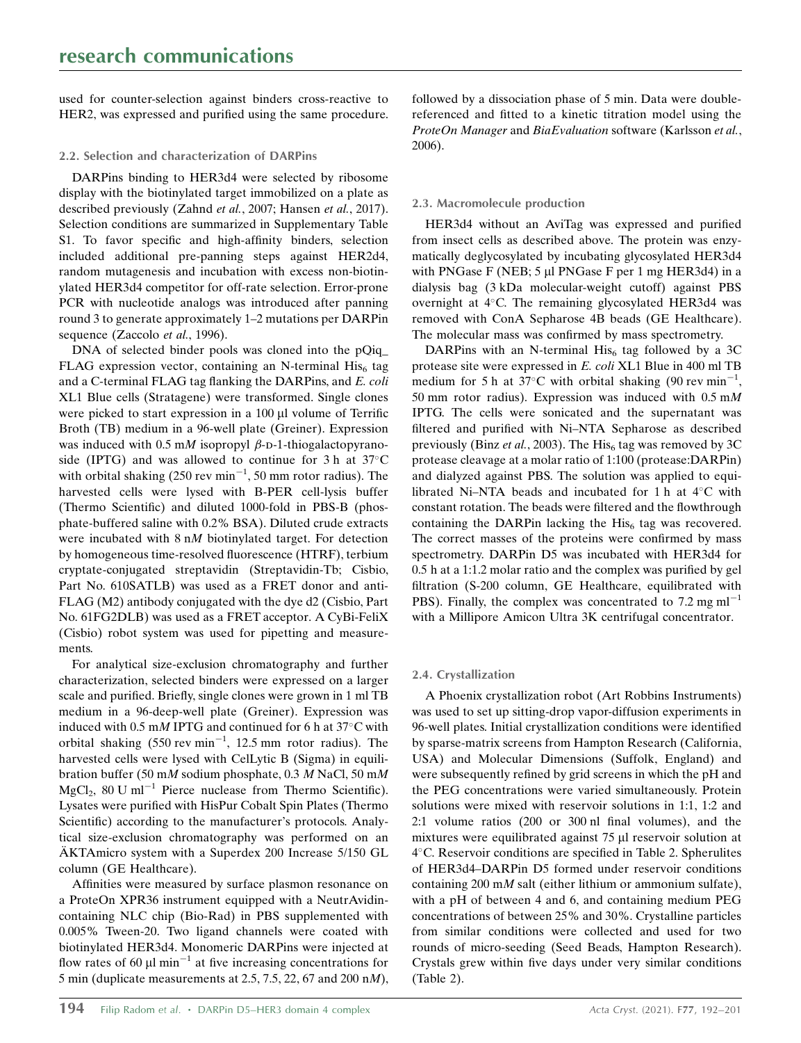used for counter-selection against binders cross-reactive to HER2, was expressed and purified using the same procedure.

### 2.2. Selection and characterization of DARPins

DARPins binding to HER3d4 were selected by ribosome display with the biotinylated target immobilized on a plate as described previously (Zahnd *et al.*, 2007; Hansen *et al.*, 2017). Selection conditions are summarized in Supplementary Table S1. To favor specific and high-affinity binders, selection included additional pre-panning steps against HER2d4, random mutagenesis and incubation with excess non-biotinylated HER3d4 competitor for off-rate selection. Error-prone PCR with nucleotide analogs was introduced after panning round 3 to generate approximately 1–2 mutations per DARPin sequence (Zaccolo *et al.*, 1996).

DNA of selected binder pools was cloned into the pQiq_FLAG expression vector, containing an N-terminal $His_6$ tag and a C-terminal FLAG tag flanking the DARPins, and *E. coli* XL1 Blue cells (Stratagene) were transformed. Single clones were picked to start expression in a 100 µl volume of Terrific Broth (TB) medium in a 96-well plate (Greiner). Expression was induced with 0.5 m*M* isopropyl β-D-1-thiogalactopyranoside (IPTG) and was allowed to continue for 3 h at 37°C with orbital shaking (250 rev $min^{-1}$, 50 mm rotor radius). The harvested cells were lysed with B-PER cell-lysis buffer (Thermo Scientific) and diluted 1000-fold in PBS-B (phosphate-buffered saline with 0.2% BSA). Diluted crude extracts were incubated with 8 n*M* biotinylated target. For detection by homogeneous time-resolved fluorescence (HTRF), terbium cryptate-conjugated streptavidin (Streptavidin-Tb; Cisbio, Part No. 610SATLB) was used as a FRET donor and anti-FLAG (M2) antibody conjugated with the dye d2 (Cisbio, Part No. 61FG2DLB) was used as a FRET acceptor. A CyBi-FeliX (Cisbio) robot system was used for pipetting and measurements.

For analytical size-exclusion chromatography and further characterization, selected binders were expressed on a larger scale and purified. Briefly, single clones were grown in 1 ml TB medium in a 96-deep-well plate (Greiner). Expression was induced with 0.5 m*M* IPTG and continued for 6 h at 37°C with orbital shaking (550 rev $min^{-1}$, 12.5 mm rotor radius). The harvested cells were lysed with CelLytic B (Sigma) in equilibration buffer (50 m*M* sodium phosphate, 0.3 *M* NaCl, 50 m*M* $MgCl_2$, 80 U $ml^{-1}$ Pierce nuclease from Thermo Scientific). Lysates were purified with HisPur Cobalt Spin Plates (Thermo Scientific) according to the manufacturer's protocols. Analytical size-exclusion chromatography was performed on an ÄKTAmicro system with a Superdex 200 Increase 5/150 GL column (GE Healthcare).

Affinities were measured by surface plasmon resonance on a ProteOn XPR36 instrument equipped with a NeutrAvidin-containing NLC chip (Bio-Rad) in PBS supplemented with 0.005% Tween-20. Two ligand channels were coated with biotinylated HER3d4. Monomeric DARPins were injected at flow rates of 60 µl $min^{-1}$ at five increasing concentrations for 5 min (duplicate measurements at 2.5, 7.5, 22, 67 and 200 n*M*), followed by a dissociation phase of 5 min. Data were double-referenced and fitted to a kinetic titration model using the *ProteOn Manager* and *BiaEvaluation* software (Karlsson *et al.*, 2006).

### 2.3. Macromolecule production

HER3d4 without an AviTag was expressed and purified from insect cells as described above. The protein was enzymatically deglycosylated by incubating glycosylated HER3d4 with PNGase F (NEB; 5 µl PNGase F per 1 mg HER3d4) in a dialysis bag (3 kDa molecular-weight cutoff) against PBS overnight at 4°C. The remaining glycosylated HER3d4 was removed with ConA Sepharose 4B beads (GE Healthcare). The molecular mass was confirmed by mass spectrometry.

DARPins with an N-terminal $His_6$ tag followed by a 3C protease site were expressed in *E. coli* XL1 Blue in 400 ml TB medium for 5 h at 37°C with orbital shaking (90 rev $min^{-1}$, 50 mm rotor radius). Expression was induced with 0.5 m*M* IPTG. The cells were sonicated and the supernatant was filtered and purified with Ni–NTA Sepharose as described previously (Binz *et al.*, 2003). The $His_6$ tag was removed by 3C protease cleavage at a molar ratio of 1:100 (protease:DARPin) and dialyzed against PBS. The solution was applied to equilibrated Ni–NTA beads and incubated for 1 h at 4°C with constant rotation. The beads were filtered and the flowthrough containing the DARPin lacking the $His_6$ tag was recovered. The correct masses of the proteins were confirmed by mass spectrometry. DARPin D5 was incubated with HER3d4 for 0.5 h at a 1:1.2 molar ratio and the complex was purified by gel filtration (S-200 column, GE Healthcare, equilibrated with PBS). Finally, the complex was concentrated to 7.2 mg $ml^{-1}$ with a Millipore Amicon Ultra 3K centrifugal concentrator.

### 2.4. Crystallization

A Phoenix crystallization robot (Art Robbins Instruments) was used to set up sitting-drop vapor-diffusion experiments in 96-well plates. Initial crystallization conditions were identified by sparse-matrix screens from Hampton Research (California, USA) and Molecular Dimensions (Suffolk, England) and were subsequently refined by grid screens in which the pH and the PEG concentrations were varied simultaneously. Protein solutions were mixed with reservoir solutions in 1:1, 1:2 and 2:1 volume ratios (200 or 300 nl final volumes), and the mixtures were equilibrated against 75 µl reservoir solution at 4°C. Reservoir conditions are specified in Table 2. Spherulites of HER3d4–DARPin D5 formed under reservoir conditions containing 200 m*M* salt (either lithium or ammonium sulfate), with a pH of between 4 and 6, and containing medium PEG concentrations of between 25% and 30%. Crystalline particles from similar conditions were collected and used for two rounds of micro-seeding (Seed Beads, Hampton Research). Crystals grew within five days under very similar conditions (Table 2).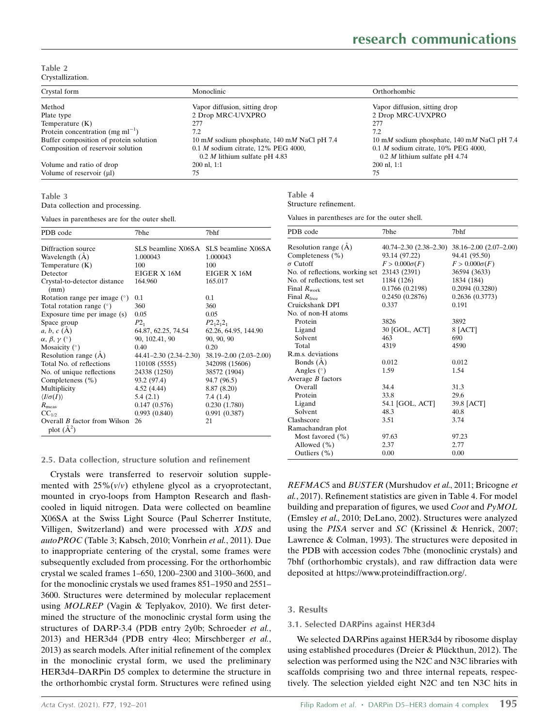**Table 2**
Crystallization.

| Crystal form | Monoclinic | Orthorhombic |
|---|---|---|
| Method | Vapor diffusion, sitting drop | Vapor diffusion, sitting drop |
| Plate type | 2 Drop MRC-UVXPRO | 2 Drop MRC-UVXPRO |
| Temperature (K) | 277 | 277 |
| Protein concentration (mg $ml^{-1}$) | 7.2 | 7.2 |
| Buffer composition of protein solution | 10 m*M* sodium phosphate, 140 m*M* NaCl pH 7.4 | 10 m*M* sodium phosphate, 140 m*M* NaCl pH 7.4 |
| Composition of reservoir solution | 0.1 *M* sodium citrate, 12% PEG 4000, 0.2 *M* lithium sulfate pH 4.83 | 0.1 *M* sodium citrate, 10% PEG 4000, 0.2 *M* lithium sulfate pH 4.74 |
| Volume and ratio of drop | 200 nl, 1:1 | 200 nl, 1:1 |
| Volume of reservoir (μl) | 75 | 75 |

**Table 3**
Data collection and processing.

Values in parentheses are for the outer shell.

| PDB code | 7bhe | 7bhf |
|---|---|---|
| Diffraction source | SLS beamline X06SA | SLS beamline X06SA |
| Wavelength (Å) | 1.000043 | 1.000043 |
| Temperature (K) | 100 | 100 |
| Detector | EIGER X 16M | EIGER X 16M |
| Crystal-to-detector distance (mm) | 164.960 | 165.017 |
| Rotation range per image (°) | 0.1 | 0.1 |
| Total rotation range (°) | 360 | 360 |
| Exposure time per image (s) | 0.05 | 0.05 |
| Space group | $P2_1$ | $P2_12_12_1$ |
| *a*, *b*, *c* (Å) | 64.87, 62.25, 74.54 | 62.26, 64.95, 144.90 |
| α, β, γ (°) | 90, 102.41, 90 | 90, 90, 90 |
| Mosaicity (°) | 0.40 | 0.20 |
| Resolution range (Å) | 44.41–2.30 (2.34–2.30) | 38.19–2.00 (2.03–2.00) |
| Total No. of reflections | 110108 (5555) | 342098 (15606) |
| No. of unique reflections | 24338 (1250) | 38572 (1904) |
| Completeness (%) | 93.2 (97.4) | 94.7 (96.5) |
| Multiplicity | 4.52 (4.44) | 8.87 (8.20) |
| $\langle I/\sigma(I)\rangle$ | 5.4 (2.1) | 7.4 (1.4) |
| $R_{meas}$ | 0.147 (0.576) | 0.230 (1.780) |
| $CC_{1/2}$ | 0.993 (0.840) | 0.991 (0.387) |
| Overall *B* factor from Wilson plot ($Å^2$) | 26 | 21 |

**Table 4**
Structure refinement.

Values in parentheses are for the outer shell.

| PDB code | 7bhe | 7bhf |
|---|---|---|
| Resolution range (Å) | 40.74–2.30 (2.38–2.30) | 38.16–2.00 (2.07–2.00) |
| Completeness (%) | 93.14 (97.22) | 94.41 (95.50) |
| σ Cutoff | $F > 0.000\sigma(F)$ | $F > 0.000\sigma(F)$ |
| No. of reflections, working set | 23143 (2391) | 36594 (3633) |
| No. of reflections, test set | 1184 (126) | 1834 (184) |
| Final $R_{work}$ | 0.1766 (0.2198) | 0.2094 (0.3280) |
| Final $R_{free}$ | 0.2450 (0.2876) | 0.2636 (0.3773) |
| Cruickshank DPI | 0.337 | 0.191 |
| No. of non-H atoms | | |
| Protein | 3826 | 3892 |
| Ligand | 30 [GOL, ACT] | 8 [ACT] |
| Solvent | 463 | 690 |
| Total | 4319 | 4590 |
| R.m.s. deviations | | |
| Bonds (Å) | 0.012 | 0.012 |
| Angles (°) | 1.59 | 1.54 |
| Average *B* factors | | |
| Overall | 34.4 | 31.3 |
| Protein | 33.8 | 29.6 |
| Ligand | 54.1 [GOL, ACT] | 39.8 [ACT] |
| Solvent | 48.3 | 40.8 |
| Clashscore | 3.51 | 3.74 |
| Ramachandran plot | | |
| Most favored (%) | 97.63 | 97.23 |
| Allowed (%) | 2.37 | 2.77 |
| Outliers (%) | 0.00 | 0.00 |

### 2.5. Data collection, structure solution and refinement

Crystals were transferred to reservoir solution supplemented with 25%(*v*/*v*) ethylene glycol as a cryoprotectant, mounted in cryo-loops from Hampton Research and flash-cooled in liquid nitrogen. Data were collected on beamline X06SA at the Swiss Light Source (Paul Scherrer Institute, Villigen, Switzerland) and were processed with *XDS* and *autoPROC* (Table 3; Kabsch, 2010; Vonrhein *et al.*, 2011). Due to inappropriate centering of the crystal, some frames were subsequently excluded from processing. For the orthorhombic crystal we scaled frames 1–650, 1200–2300 and 3100–3600, and for the monoclinic crystals we used frames 851–1950 and 2551–3600. Structures were determined by molecular replacement using *MOLREP* (Vagin & Teplyakov, 2010). We first determined the structure of the monoclinic crystal form using the structures of DARP-3.4 (PDB entry 2y0b; Schroeder *et al.*, 2013) and HER3d4 (PDB entry 4leo; Mirschberger *et al.*, 2013) as search models. After initial refinement of the complex in the monoclinic crystal form, we used the preliminary HER3d4–DARPin D5 complex to determine the structure in the orthorhombic crystal form. Structures were refined using *REFMAC*5 and *BUSTER* (Murshudov *et al.*, 2011; Bricogne *et al.*, 2017). Refinement statistics are given in Table 4. For model building and preparation of figures, we used *Coot* and *PyMOL* (Emsley *et al.*, 2010; DeLano, 2002). Structures were analyzed using the *PISA* server and *SC* (Krissinel & Henrick, 2007; Lawrence & Colman, 1993). The structures were deposited in the PDB with accession codes 7bhe (monoclinic crystals) and 7bhf (orthorhombic crystals), and raw diffraction data were deposited at https://www.proteindiffraction.org/.

## 3. Results

### 3.1. Selected DARPins against HER3d4

We selected DARPins against HER3d4 by ribosome display using established procedures (Dreier & Plückthun, 2012). The selection was performed using the N2C and N3C libraries with scaffolds comprising two and three internal repeats, respectively. The selection yielded eight N2C and ten N3C hits in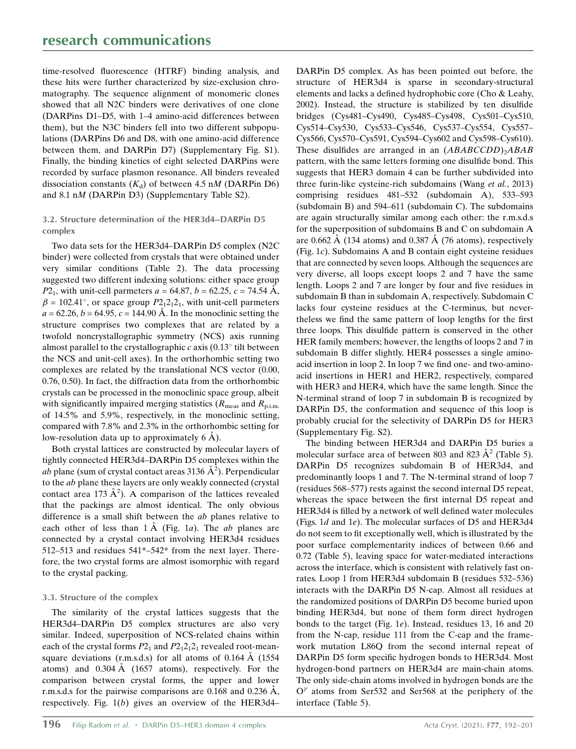time-resolved fluorescence (HTRF) binding analysis, and these hits were further characterized by size-exclusion chromatography. The sequence alignment of monomeric clones showed that all N2C binders were derivatives of one clone (DARPins D1–D5, with 1–4 amino-acid differences between them), but the N3C binders fell into two different subpopulations (DARPins D6 and D8, with one amino-acid difference between them, and DARPin D7) (Supplementary Fig. S1). Finally, the binding kinetics of eight selected DARPins were recorded by surface plasmon resonance. All binders revealed dissociation constants ($K_d$) of between 4.5 n*M* (DARPin D6) and 8.1 n*M* (DARPin D3) (Supplementary Table S2).

### 3.2. Structure determination of the HER3d4–DARPin D5 complex

Two data sets for the HER3d4–DARPin D5 complex (N2C binder) were collected from crystals that were obtained under very similar conditions (Table 2). The data processing suggested two different indexing solutions: either space group $P2_1$, with unit-cell parmeters $a$ = 64.87, $b$ = 62.25, $c$ = 74.54 Å, $\beta$ = 102.41°, or space group $P2_12_12_1$, with unit-cell parmeters $a$ = 62.26, $b$ = 64.95, $c$ = 144.90 Å. In the monoclinic setting the structure comprises two complexes that are related by a twofold noncrystallographic symmetry (NCS) axis running almost parallel to the crystallographic $c$ axis (0.13° tilt between the NCS and unit-cell axes). In the orthorhombic setting two complexes are related by the translational NCS vector (0.00, 0.76, 0.50). In fact, the diffraction data from the orthorhombic crystals can be processed in the monoclinic space group, albeit with significantly impaired merging statistics ($R_{\rm meas}$ and $R_{\rm p.i.m.}$ of 14.5% and 5.9%, respectively, in the monoclinic setting, compared with 7.8% and 2.3% in the orthorhombic setting for low-resolution data up to approximately 6 Å).

Both crystal lattices are constructed by molecular layers of tightly connected HER3d4–DARPin D5 complexes within the $ab$ plane (sum of crystal contact areas 3136 Å$^2$). Perpendicular to the $ab$ plane these layers are only weakly connected (crystal contact area 173 Å$^2$). A comparison of the lattices revealed that the packings are almost identical. The only obvious difference is a small shift between the $ab$ planes relative to each other of less than 1 Å (Fig. 1*a*). The $ab$ planes are connected by a crystal contact involving HER3d4 residues 512–513 and residues 541*–542* from the next layer. Therefore, the two crystal forms are almost isomorphic with regard to the crystal packing.

### 3.3. Structure of the complex

The similarity of the crystal lattices suggests that the HER3d4–DARPin D5 complex structures are also very similar. Indeed, superposition of NCS-related chains within each of the crystal forms $P2_1$ and $P2_12_12_1$ revealed root-mean-square deviations (r.m.s.d.s) for all atoms of 0.164 Å (1554 atoms) and 0.304 Å (1657 atoms), respectively. For the comparison between crystal forms, the upper and lower r.m.s.d.s for the pairwise comparisons are 0.168 and 0.236 Å, respectively. Fig. 1(*b*) gives an overview of the HER3d4–DARPin D5 complex. As has been pointed out before, the structure of HER3d4 is sparse in secondary-structural elements and lacks a defined hydrophobic core (Cho & Leahy, 2002). Instead, the structure is stabilized by ten disulfide bridges (Cys481–Cys490, Cys485–Cys498, Cys501–Cys510, Cys514–Csy530, Cys533–Cys546, Cys537–Cys554, Cys557–Cys566, Cys570–Cys591, Cys594–Cys602 and Cys598–Cys610). These disulfides are arranged in an $(ABABCCDD)_2ABAB$ pattern, with the same letters forming one disulfide bond. This suggests that HER3 domain 4 can be further subdivided into three furin-like cysteine-rich subdomains (Wang *et al.*, 2013) comprising residues 481–532 (subdomain A), 533–593 (subdomain B) and 594–611 (subdomain C). The subdomains are again structurally similar among each other: the r.m.s.d.s for the superposition of subdomains B and C on subdomain A are 0.662 Å (134 atoms) and 0.387 Å (76 atoms), respectively (Fig. 1*c*). Subdomains A and B contain eight cysteine residues that are connected by seven loops. Although the sequences are very diverse, all loops except loops 2 and 7 have the same length. Loops 2 and 7 are longer by four and five residues in subdomain B than in subdomain A, respectively. Subdomain C lacks four cysteine residues at the C-terminus, but nevertheless we find the same pattern of loop lengths for the first three loops. This disulfide pattern is conserved in the other HER family members; however, the lengths of loops 2 and 7 in subdomain B differ slightly. HER4 possesses a single amino-acid insertion in loop 2. In loop 7 we find one- and two-amino-acid insertions in HER1 and HER2, respectively, compared with HER3 and HER4, which have the same length. Since the N-terminal strand of loop 7 in subdomain B is recognized by DARPin D5, the conformation and sequence of this loop is probably crucial for the selectivity of DARPin D5 for HER3 (Supplementary Fig. S2).

The binding between HER3d4 and DARPin D5 buries a molecular surface area of between 803 and 823 Å$^2$ (Table 5). DARPin D5 recognizes subdomain B of HER3d4, and predominantly loops 1 and 7. The N-terminal strand of loop 7 (residues 568–577) rests against the second internal D5 repeat, whereas the space between the first internal D5 repeat and HER3d4 is filled by a network of well defined water molecules (Figs. 1*d* and 1*e*). The molecular surfaces of D5 and HER3d4 do not seem to fit exceptionally well, which is illustrated by the poor surface complementarity indices of between 0.66 and 0.72 (Table 5), leaving space for water-mediated interactions across the interface, which is consistent with relatively fast on-rates. Loop 1 from HER3d4 subdomain B (residues 532–536) interacts with the DARPin D5 N-cap. Almost all residues at the randomized positions of DARPin D5 become buried upon binding HER3d4, but none of them form direct hydrogen bonds to the target (Fig. 1*e*). Instead, residues 13, 16 and 20 from the N-cap, residue 111 from the C-cap and the framework mutation L86Q from the second internal repeat of DARPin D5 form specific hydrogen bonds to HER3d4. Most hydrogen-bond partners on HER3d4 are main-chain atoms. The only side-chain atoms involved in hydrogen bonds are the $O^{\gamma}$ atoms from Ser532 and Ser568 at the periphery of the interface (Table 5).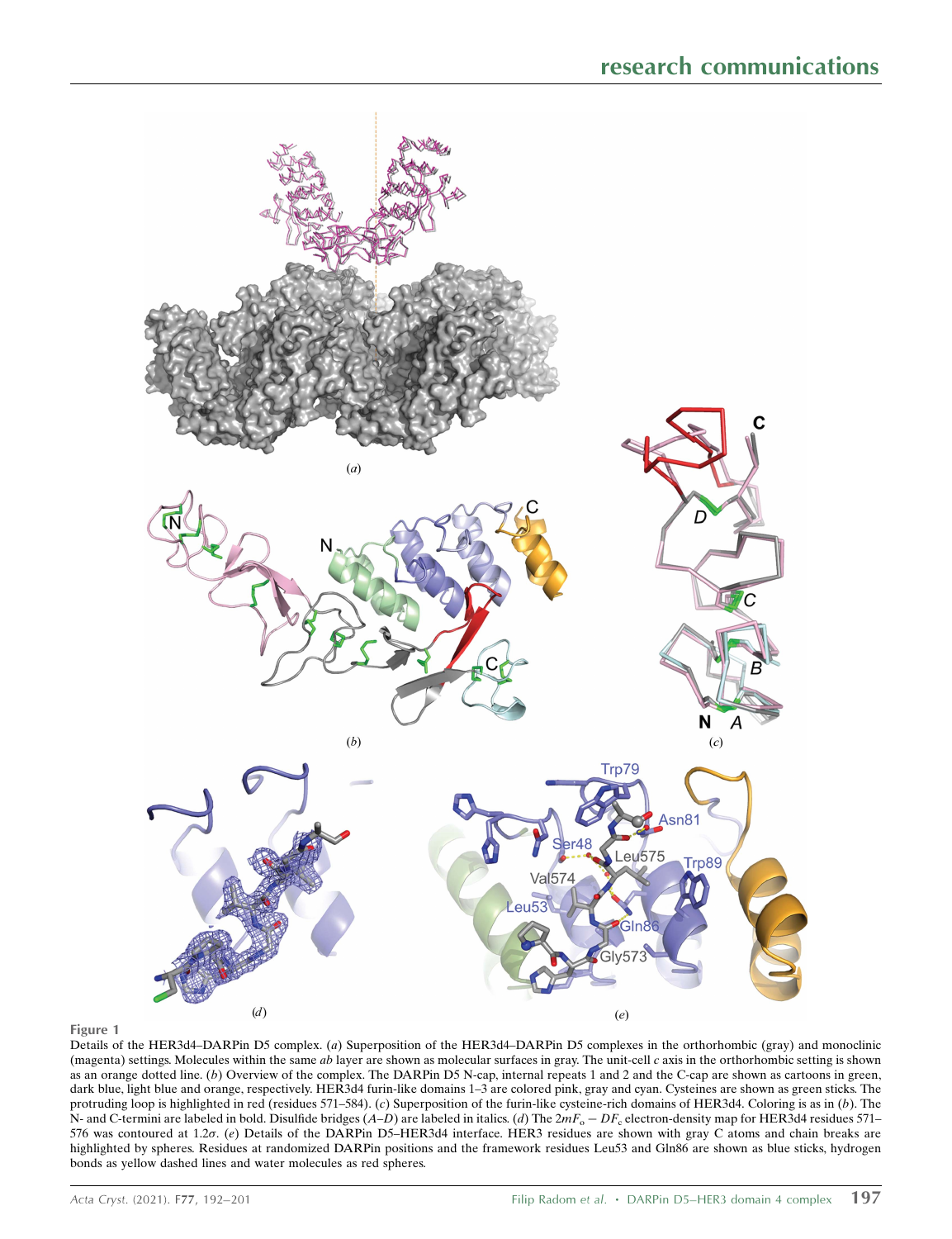**Figure 1**
Details of the HER3d4–DARPin D5 complex. (*a*) Superposition of the HER3d4–DARPin D5 complexes in the orthorhombic (gray) and monoclinic (magenta) settings. Molecules within the same *ab* layer are shown as molecular surfaces in gray. The unit-cell *c* axis in the orthorhombic setting is shown as an orange dotted line. (*b*) Overview of the complex. The DARPin D5 N-cap, internal repeats 1 and 2 and the C-cap are shown as cartoons in green, dark blue, light blue and orange, respectively. HER3d4 furin-like domains 1–3 are colored pink, gray and cyan. Cysteines are shown as green sticks. The protruding loop is highlighted in red (residues 571–584). (*c*) Superposition of the furin-like cysteine-rich domains of HER3d4. Coloring is as in (*b*). The N- and C-termini are labeled in bold. Disulfide bridges (*A*–*D*) are labeled in italics. (*d*) The $2mF_o - DF_c$ electron-density map for HER3d4 residues 571–576 was contoured at $1.2\sigma$. (*e*) Details of the DARPin D5–HER3d4 interface. HER3 residues are shown with gray C atoms and chain breaks are highlighted by spheres. Residues at randomized DARPin positions and the framework residues Leu53 and Gln86 are shown as blue sticks, hydrogen bonds as yellow dashed lines and water molecules as red spheres.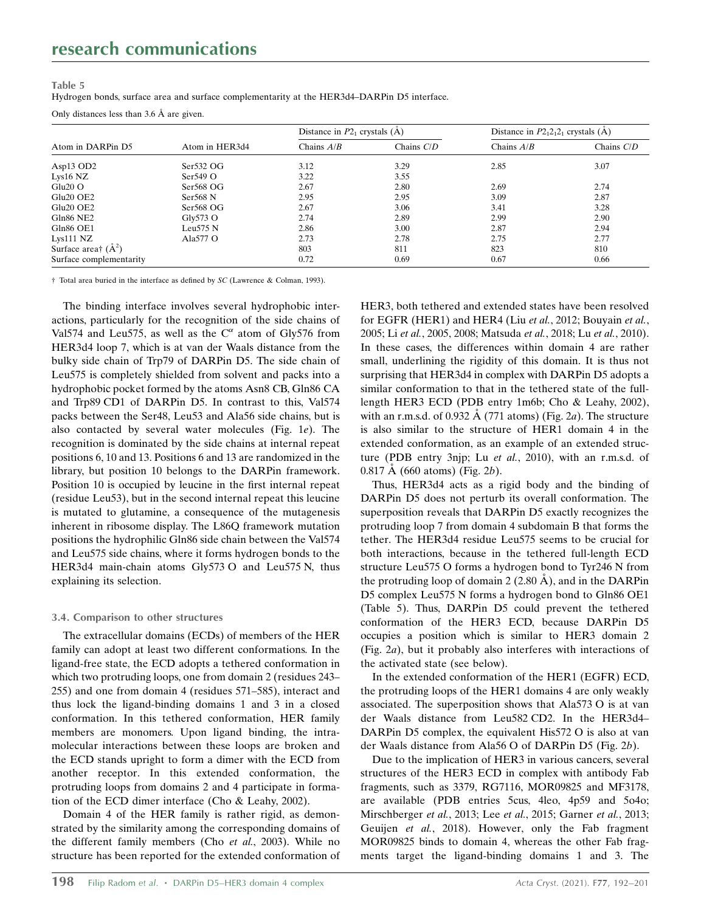**Table 5**
Hydrogen bonds, surface area and surface complementarity at the HER3d4–DARPin D5 interface.

Only distances less than 3.6 Å are given.

| Atom in DARPin D5 | Atom in HER3d4 | Distance in $P2_1$ crystals (Å) | | Distance in $P2_12_12_1$ crystals (Å) | |
|---|---|---|---|---|---|
| | | Chains *A*/*B* | Chains *C*/*D* | Chains *A*/*B* | Chains *C*/*D* |
| Asp13 OD2 | Ser532 OG | 3.12 | 3.29 | 2.85 | 3.07 |
| Lys16 NZ | Ser549 O | 3.22 | 3.55 | | |
| Glu20 O | Ser568 OG | 2.67 | 2.80 | 2.69 | 2.74 |
| Glu20 OE2 | Ser568 N | 2.95 | 2.95 | 3.09 | 2.87 |
| Glu20 OE2 | Ser568 OG | 2.67 | 3.06 | 3.41 | 3.28 |
| Gln86 NE2 | Gly573 O | 2.74 | 2.89 | 2.99 | 2.90 |
| Gln86 OE1 | Leu575 N | 2.86 | 3.00 | 2.87 | 2.94 |
| Lys111 NZ | Ala577 O | 2.73 | 2.78 | 2.75 | 2.77 |
| Surface area† (Å$^2$) | | 803 | 811 | 823 | 810 |
| Surface complementarity | | 0.72 | 0.69 | 0.67 | 0.66 |

† Total area buried in the interface as defined by *SC* (Lawrence & Colman, 1993).

The binding interface involves several hydrophobic interactions, particularly for the recognition of the side chains of Val574 and Leu575, as well as the $C^{\alpha}$ atom of Gly576 from HER3d4 loop 7, which is at van der Waals distance from the bulky side chain of Trp79 of DARPin D5. The side chain of Leu575 is completely shielded from solvent and packs into a hydrophobic pocket formed by the atoms Asn8 CB, Gln86 CA and Trp89 CD1 of DARPin D5. In contrast to this, Val574 packs between the Ser48, Leu53 and Ala56 side chains, but is also contacted by several water molecules (Fig. 1*e*). The recognition is dominated by the side chains at internal repeat positions 6, 10 and 13. Positions 6 and 13 are randomized in the library, but position 10 belongs to the DARPin framework. Position 10 is occupied by leucine in the first internal repeat (residue Leu53), but in the second internal repeat this leucine is mutated to glutamine, a consequence of the mutagenesis inherent in ribosome display. The L86Q framework mutation positions the hydrophilic Gln86 side chain between the Val574 and Leu575 side chains, where it forms hydrogen bonds to the HER3d4 main-chain atoms Gly573 O and Leu575 N, thus explaining its selection.

### 3.4. Comparison to other structures

The extracellular domains (ECDs) of members of the HER family can adopt at least two different conformations. In the ligand-free state, the ECD adopts a tethered conformation in which two protruding loops, one from domain 2 (residues 243–255) and one from domain 4 (residues 571–585), interact and thus lock the ligand-binding domains 1 and 3 in a closed conformation. In this tethered conformation, HER family members are monomers. Upon ligand binding, the intramolecular interactions between these loops are broken and the ECD stands upright to form a dimer with the ECD from another receptor. In this extended conformation, the protruding loops from domains 2 and 4 participate in formation of the ECD dimer interface (Cho & Leahy, 2002).

Domain 4 of the HER family is rather rigid, as demonstrated by the similarity among the corresponding domains of the different family members (Cho *et al.*, 2003). While no structure has been reported for the extended conformation of HER3, both tethered and extended states have been resolved for EGFR (HER1) and HER4 (Liu *et al.*, 2012; Bouyain *et al.*, 2005; Li *et al.*, 2005, 2008; Matsuda *et al.*, 2018; Lu *et al.*, 2010). In these cases, the differences within domain 4 are rather small, underlining the rigidity of this domain. It is thus not surprising that HER3d4 in complex with DARPin D5 adopts a similar conformation to that in the tethered state of the full-length HER3 ECD (PDB entry 1m6b; Cho & Leahy, 2002), with an r.m.s.d. of 0.932 Å (771 atoms) (Fig. 2*a*). The structure is also similar to the structure of HER1 domain 4 in the extended conformation, as an example of an extended structure (PDB entry 3njp; Lu *et al.*, 2010), with an r.m.s.d. of 0.817 Å (660 atoms) (Fig. 2*b*).

Thus, HER3d4 acts as a rigid body and the binding of DARPin D5 does not perturb its overall conformation. The superposition reveals that DARPin D5 exactly recognizes the protruding loop 7 from domain 4 subdomain B that forms the tether. The HER3d4 residue Leu575 seems to be crucial for both interactions, because in the tethered full-length ECD structure Leu575 O forms a hydrogen bond to Tyr246 N from the protruding loop of domain 2 (2.80 Å), and in the DARPin D5 complex Leu575 N forms a hydrogen bond to Gln86 OE1 (Table 5). Thus, DARPin D5 could prevent the tethered conformation of the HER3 ECD, because DARPin D5 occupies a position which is similar to HER3 domain 2 (Fig. 2*a*), but it probably also interferes with interactions of the activated state (see below).

In the extended conformation of the HER1 (EGFR) ECD, the protruding loops of the HER1 domains 4 are only weakly associated. The superposition shows that Ala573 O is at van der Waals distance from Leu582 CD2. In the HER3d4–DARPin D5 complex, the equivalent His572 O is also at van der Waals distance from Ala56 O of DARPin D5 (Fig. 2*b*).

Due to the implication of HER3 in various cancers, several structures of the HER3 ECD in complex with antibody Fab fragments, such as 3379, RG7116, MOR09825 and MF3178, are available (PDB entries 5cus, 4leo, 4p59 and 5o4o; Mirschberger *et al.*, 2013; Lee *et al.*, 2015; Garner *et al.*, 2013; Geuijen *et al.*, 2018). However, only the Fab fragment MOR09825 binds to domain 4, whereas the other Fab fragments target the ligand-binding domains 1 and 3. The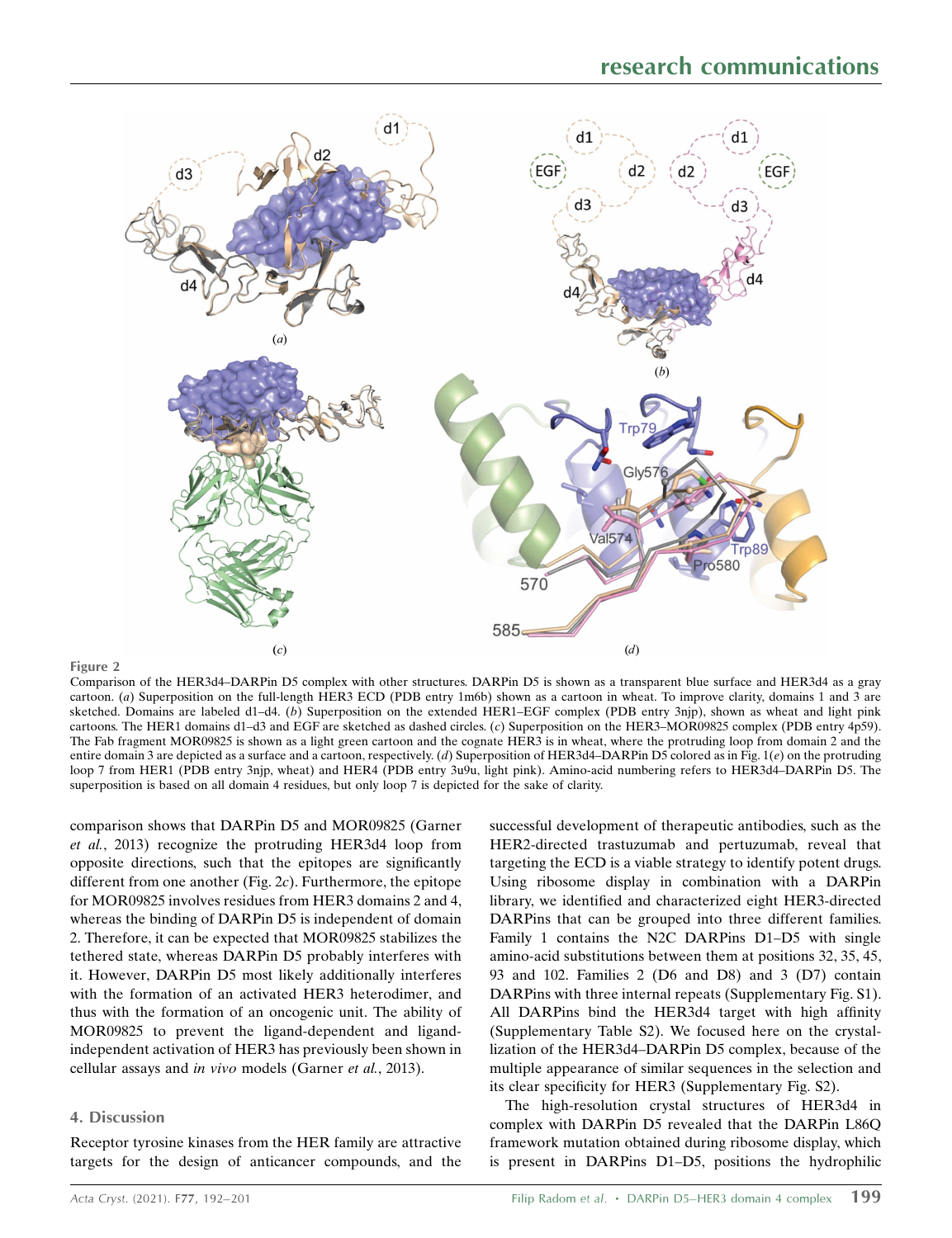Figure 2

Comparison of the HER3d4–DARPin D5 complex with other structures. DARPin D5 is shown as a transparent blue surface and HER3d4 as a gray cartoon. (*a*) Superposition on the full-length HER3 ECD (PDB entry 1m6b) shown as a cartoon in wheat. To improve clarity, domains 1 and 3 are sketched. Domains are labeled d1–d4. (*b*) Superposition on the extended HER1–EGF complex (PDB entry 3njp), shown as wheat and light pink cartoons. The HER1 domains d1–d3 and EGF are sketched as dashed circles. (*c*) Superposition on the HER3–MOR09825 complex (PDB entry 4p59). The Fab fragment MOR09825 is shown as a light green cartoon and the cognate HER3 is in wheat, where the protruding loop from domain 2 and the entire domain 3 are depicted as a surface and a cartoon, respectively. (*d*) Superposition of HER3d4–DARPin D5 colored as in Fig. 1(*e*) on the protruding loop 7 from HER1 (PDB entry 3njp, wheat) and HER4 (PDB entry 3u9u, light pink). Amino-acid numbering refers to HER3d4–DARPin D5. The superposition is based on all domain 4 residues, but only loop 7 is depicted for the sake of clarity.

comparison shows that DARPin D5 and MOR09825 (Garner *et al.*, 2013) recognize the protruding HER3d4 loop from opposite directions, such that the epitopes are significantly different from one another (Fig. 2*c*). Furthermore, the epitope for MOR09825 involves residues from HER3 domains 2 and 4, whereas the binding of DARPin D5 is independent of domain 2. Therefore, it can be expected that MOR09825 stabilizes the tethered state, whereas DARPin D5 probably interferes with it. However, DARPin D5 most likely additionally interferes with the formation of an activated HER3 heterodimer, and thus with the formation of an oncogenic unit. The ability of MOR09825 to prevent the ligand-dependent and ligand-independent activation of HER3 has previously been shown in cellular assays and *in vivo* models (Garner *et al.*, 2013).

## 4. Discussion

Receptor tyrosine kinases from the HER family are attractive targets for the design of anticancer compounds, and the successful development of therapeutic antibodies, such as the HER2-directed trastuzumab and pertuzumab, reveal that targeting the ECD is a viable strategy to identify potent drugs. Using ribosome display in combination with a DARPin library, we identified and characterized eight HER3-directed DARPins that can be grouped into three different families. Family 1 contains the N2C DARPins D1–D5 with single amino-acid substitutions between them at positions 32, 35, 45, 93 and 102. Families 2 (D6 and D8) and 3 (D7) contain DARPins with three internal repeats (Supplementary Fig. S1). All DARPins bind the HER3d4 target with high affinity (Supplementary Table S2). We focused here on the crystallization of the HER3d4–DARPin D5 complex, because of the multiple appearance of similar sequences in the selection and its clear specificity for HER3 (Supplementary Fig. S2).

The high-resolution crystal structures of HER3d4 in complex with DARPin D5 revealed that the DARPin L86Q framework mutation obtained during ribosome display, which is present in DARPins D1–D5, positions the hydrophilic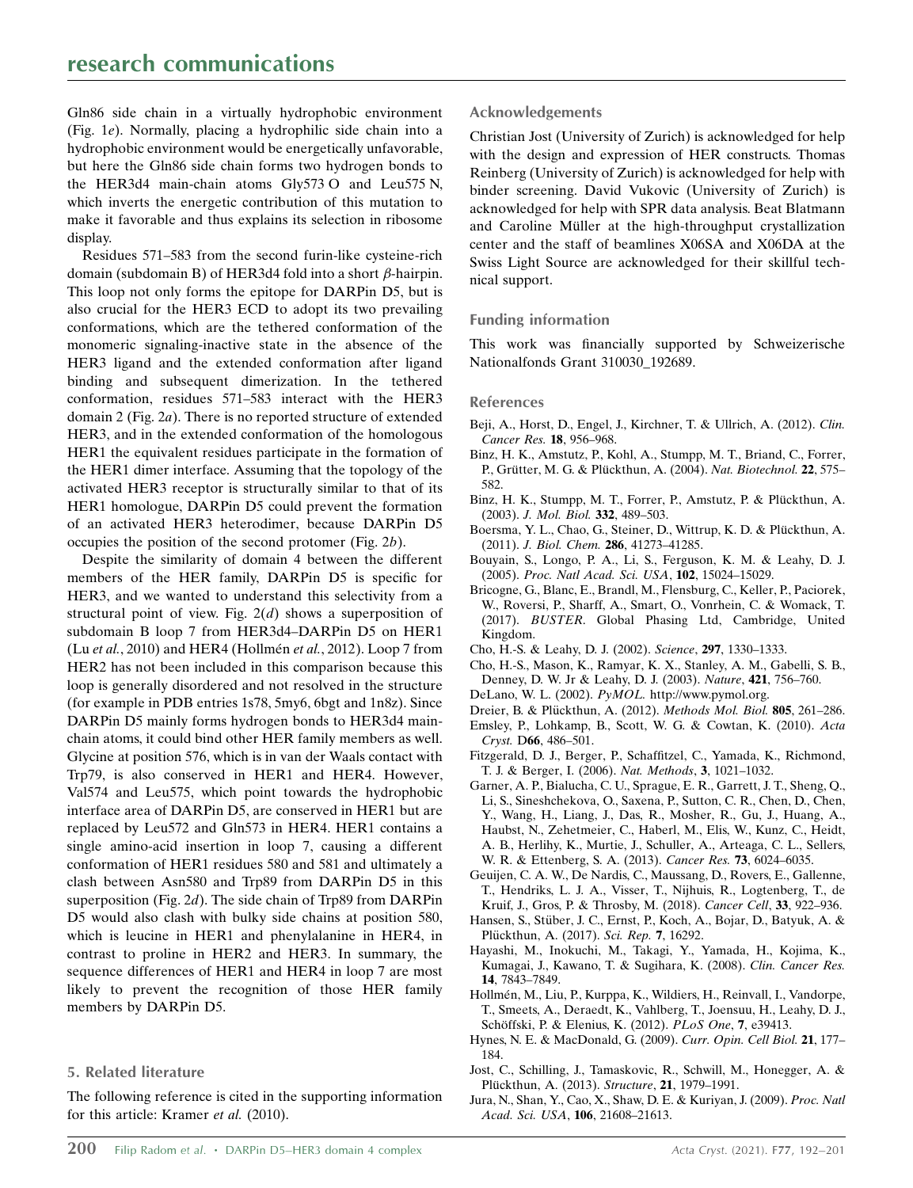Gln86 side chain in a virtually hydrophobic environment (Fig. 1*e*). Normally, placing a hydrophilic side chain into a hydrophobic environment would be energetically unfavorable, but here the Gln86 side chain forms two hydrogen bonds to the HER3d4 main-chain atoms Gly573 O and Leu575 N, which inverts the energetic contribution of this mutation to make it favorable and thus explains its selection in ribosome display.

Residues 571–583 from the second furin-like cysteine-rich domain (subdomain B) of HER3d4 fold into a short β-hairpin. This loop not only forms the epitope for DARPin D5, but is also crucial for the HER3 ECD to adopt its two prevailing conformations, which are the tethered conformation of the monomeric signaling-inactive state in the absence of the HER3 ligand and the extended conformation after ligand binding and subsequent dimerization. In the tethered conformation, residues 571–583 interact with the HER3 domain 2 (Fig. 2*a*). There is no reported structure of extended HER3, and in the extended conformation of the homologous HER1 the equivalent residues participate in the formation of the HER1 dimer interface. Assuming that the topology of the activated HER3 receptor is structurally similar to that of its HER1 homologue, DARPin D5 could prevent the formation of an activated HER3 heterodimer, because DARPin D5 occupies the position of the second protomer (Fig. 2*b*).

Despite the similarity of domain 4 between the different members of the HER family, DARPin D5 is specific for HER3, and we wanted to understand this selectivity from a structural point of view. Fig. 2(*d*) shows a superposition of subdomain B loop 7 from HER3d4–DARPin D5 on HER1 (Lu *et al.*, 2010) and HER4 (Hollmén *et al.*, 2012). Loop 7 from HER2 has not been included in this comparison because this loop is generally disordered and not resolved in the structure (for example in PDB entries 1s78, 5my6, 6bgt and 1n8z). Since DARPin D5 mainly forms hydrogen bonds to HER3d4 main-chain atoms, it could bind other HER family members as well. Glycine at position 576, which is in van der Waals contact with Trp79, is also conserved in HER1 and HER4. However, Val574 and Leu575, which point towards the hydrophobic interface area of DARPin D5, are conserved in HER1 but are replaced by Leu572 and Gln573 in HER4. HER1 contains a single amino-acid insertion in loop 7, causing a different conformation of HER1 residues 580 and 581 and ultimately a clash between Asn580 and Trp89 from DARPin D5 in this superposition (Fig. 2*d*). The side chain of Trp89 from DARPin D5 would also clash with bulky side chains at position 580, which is leucine in HER1 and phenylalanine in HER4, in contrast to proline in HER2 and HER3. In summary, the sequence differences of HER1 and HER4 in loop 7 are most likely to prevent the recognition of those HER family members by DARPin D5.

## 5. Related literature

The following reference is cited in the supporting information for this article: Kramer *et al.* (2010).

### Acknowledgements

Christian Jost (University of Zurich) is acknowledged for help with the design and expression of HER constructs. Thomas Reinberg (University of Zurich) is acknowledged for help with binder screening. David Vukovic (University of Zurich) is acknowledged for help with SPR data analysis. Beat Blatmann and Caroline Müller at the high-throughput crystallization center and the staff of beamlines X06SA and X06DA at the Swiss Light Source are acknowledged for their skillful technical support.

### Funding information

This work was financially supported by Schweizerische Nationalfonds Grant 310030_192689.

### References

Beji, A., Horst, D., Engel, J., Kirchner, T. & Ullrich, A. (2012). *Clin. Cancer Res.* **18**, 956–968.

Binz, H. K., Amstutz, P., Kohl, A., Stumpp, M. T., Briand, C., Forrer, P., Grütter, M. G. & Plückthun, A. (2004). *Nat. Biotechnol.* **22**, 575–582.

Binz, H. K., Stumpp, M. T., Forrer, P., Amstutz, P. & Plückthun, A. (2003). *J. Mol. Biol.* **332**, 489–503.

Boersma, Y. L., Chao, G., Steiner, D., Wittrup, K. D. & Plückthun, A. (2011). *J. Biol. Chem.* **286**, 41273–41285.

Bouyain, S., Longo, P. A., Li, S., Ferguson, K. M. & Leahy, D. J. (2005). *Proc. Natl Acad. Sci. USA*, **102**, 15024–15029.

Bricogne, G., Blanc, E., Brandl, M., Flensburg, C., Keller, P., Paciorek, W., Roversi, P., Sharff, A., Smart, O., Vonrhein, C. & Womack, T. (2017). *BUSTER*. Global Phasing Ltd, Cambridge, United Kingdom.

Cho, H.-S. & Leahy, D. J. (2002). *Science*, **297**, 1330–1333.

Cho, H.-S., Mason, K., Ramyar, K. X., Stanley, A. M., Gabelli, S. B., Denney, D. W. Jr & Leahy, D. J. (2003). *Nature*, **421**, 756–760.

DeLano, W. L. (2002). *PyMOL*. http://www.pymol.org.

Dreier, B. & Plückthun, A. (2012). *Methods Mol. Biol.* **805**, 261–286.

Emsley, P., Lohkamp, B., Scott, W. G. & Cowtan, K. (2010). *Acta Cryst.* D**66**, 486–501.

Fitzgerald, D. J., Berger, P., Schaffitzel, C., Yamada, K., Richmond, T. J. & Berger, I. (2006). *Nat. Methods*, **3**, 1021–1032.

Garner, A. P., Bialucha, C. U., Sprague, E. R., Garrett, J. T., Sheng, Q., Li, S., Sineshchekova, O., Saxena, P., Sutton, C. R., Chen, D., Chen, Y., Wang, H., Liang, J., Das, R., Mosher, R., Gu, J., Huang, A., Haubst, N., Zehetmeier, C., Haberl, M., Elis, W., Kunz, C., Heidt, A. B., Herlihy, K., Murtie, J., Schuller, A., Arteaga, C. L., Sellers, W. R. & Ettenberg, S. A. (2013). *Cancer Res.* **73**, 6024–6035.

Geuijen, C. A. W., De Nardis, C., Maussang, D., Rovers, E., Gallenne, T., Hendriks, L. J. A., Visser, T., Nijhuis, R., Logtenberg, T., de Kruif, J., Gros, P. & Throsby, M. (2018). *Cancer Cell*, **33**, 922–936.

Hansen, S., Stüber, J. C., Ernst, P., Koch, A., Bojar, D., Batyuk, A. & Plückthun, A. (2017). *Sci. Rep.* **7**, 16292.

Hayashi, M., Inokuchi, M., Takagi, Y., Yamada, H., Kojima, K., Kumagai, J., Kawano, T. & Sugihara, K. (2008). *Clin. Cancer Res.* **14**, 7843–7849.

Hollmén, M., Liu, P., Kurppa, K., Wildiers, H., Reinvall, I., Vandorpe, T., Smeets, A., Deraedt, K., Vahlberg, T., Joensuu, H., Leahy, D. J., Schöffski, P. & Elenius, K. (2012). *PLoS One*, **7**, e39413.

Hynes, N. E. & MacDonald, G. (2009). *Curr. Opin. Cell Biol.* **21**, 177–184.

Jost, C., Schilling, J., Tamaskovic, R., Schwill, M., Honegger, A. & Plückthun, A. (2013). *Structure*, **21**, 1979–1991.

Jura, N., Shan, Y., Cao, X., Shaw, D. E. & Kuriyan, J. (2009). *Proc. Natl Acad. Sci. USA*, **106**, 21608–21613.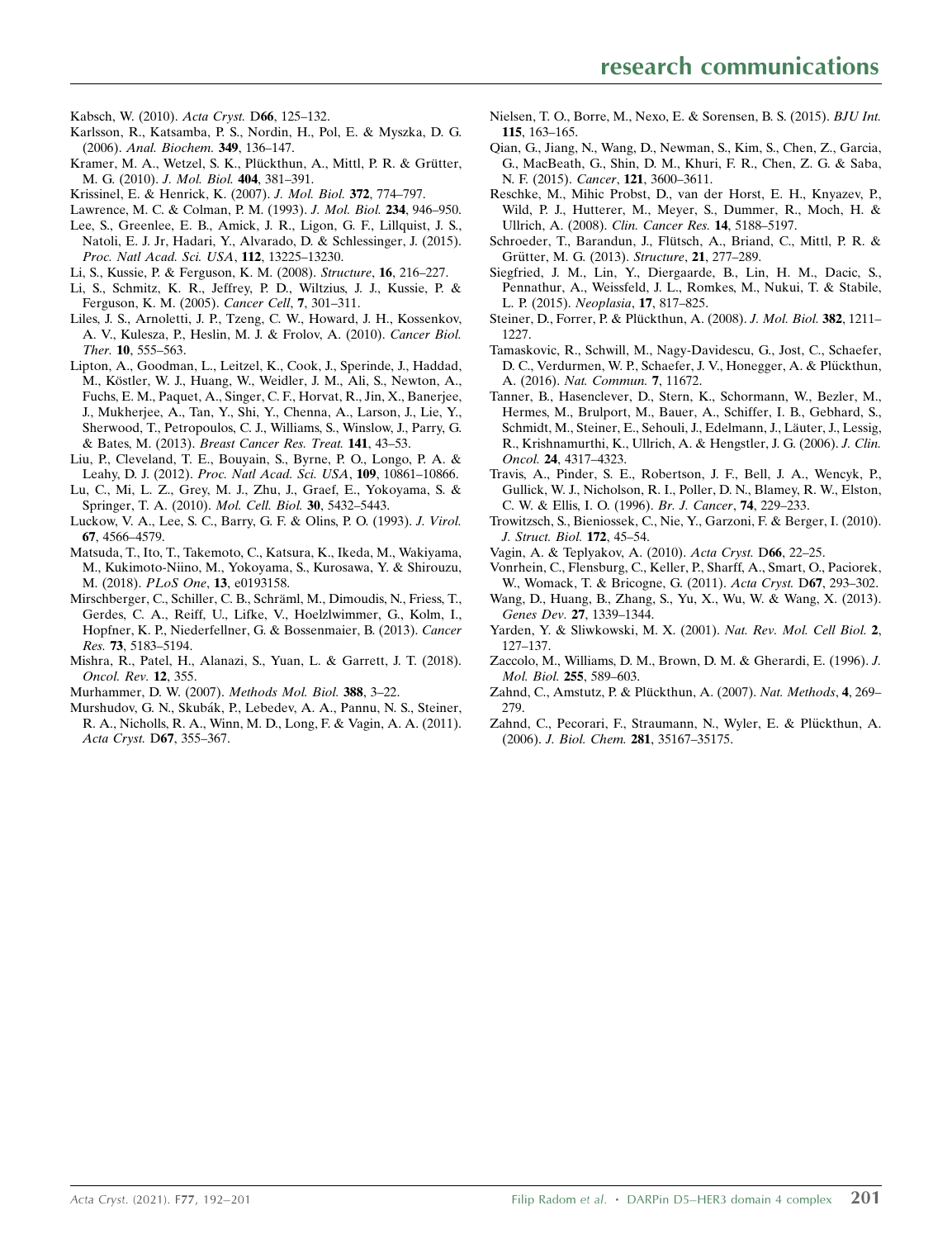Kabsch, W. (2010). *Acta Cryst.* D**66**, 125–132.

Karlsson, R., Katsamba, P. S., Nordin, H., Pol, E. & Myszka, D. G. (2006). *Anal. Biochem.* **349**, 136–147.

Kramer, M. A., Wetzel, S. K., Plückthun, A., Mittl, P. R. & Grütter, M. G. (2010). *J. Mol. Biol.* **404**, 381–391.

Krissinel, E. & Henrick, K. (2007). *J. Mol. Biol.* **372**, 774–797.

Lawrence, M. C. & Colman, P. M. (1993). *J. Mol. Biol.* **234**, 946–950.

Lee, S., Greenlee, E. B., Amick, J. R., Ligon, G. F., Lillquist, J. S., Natoli, E. J. Jr, Hadari, Y., Alvarado, D. & Schlessinger, J. (2015). *Proc. Natl Acad. Sci. USA*, **112**, 13225–13230.

Li, S., Kussie, P. & Ferguson, K. M. (2008). *Structure*, **16**, 216–227.

Li, S., Schmitz, K. R., Jeffrey, P. D., Wiltzius, J. J., Kussie, P. & Ferguson, K. M. (2005). *Cancer Cell*, **7**, 301–311.

Liles, J. S., Arnoletti, J. P., Tzeng, C. W., Howard, J. H., Kossenkov, A. V., Kulesza, P., Heslin, M. J. & Frolov, A. (2010). *Cancer Biol. Ther.* **10**, 555–563.

Lipton, A., Goodman, L., Leitzel, K., Cook, J., Sperinde, J., Haddad, M., Köstler, W. J., Huang, W., Weidler, J. M., Ali, S., Newton, A., Fuchs, E. M., Paquet, A., Singer, C. F., Horvat, R., Jin, X., Banerjee, J., Mukherjee, A., Tan, Y., Shi, Y., Chenna, A., Larson, J., Lie, Y., Sherwood, T., Petropoulos, C. J., Williams, S., Winslow, J., Parry, G. & Bates, M. (2013). *Breast Cancer Res. Treat.* **141**, 43–53.

Liu, P., Cleveland, T. E., Bouyain, S., Byrne, P. O., Longo, P. A. & Leahy, D. J. (2012). *Proc. Natl Acad. Sci. USA*, **109**, 10861–10866.

Lu, C., Mi, L. Z., Grey, M. J., Zhu, J., Graef, E., Yokoyama, S. & Springer, T. A. (2010). *Mol. Cell. Biol.* **30**, 5432–5443.

Luckow, V. A., Lee, S. C., Barry, G. F. & Olins, P. O. (1993). *J. Virol.* **67**, 4566–4579.

Matsuda, T., Ito, T., Takemoto, C., Katsura, K., Ikeda, M., Wakiyama, M., Kukimoto-Niino, M., Yokoyama, S., Kurosawa, Y. & Shirouzu, M. (2018). *PLoS One*, **13**, e0193158.

Mirschberger, C., Schiller, C. B., Schräml, M., Dimoudis, N., Friess, T., Gerdes, C. A., Reiff, U., Lifke, V., Hoelzlwimmer, G., Kolm, I., Hopfner, K. P., Niederfellner, G. & Bossenmaier, B. (2013). *Cancer Res.* **73**, 5183–5194.

Mishra, R., Patel, H., Alanazi, S., Yuan, L. & Garrett, J. T. (2018). *Oncol. Rev.* **12**, 355.

Murhammer, D. W. (2007). *Methods Mol. Biol.* **388**, 3–22.

Murshudov, G. N., Skubák, P., Lebedev, A. A., Pannu, N. S., Steiner, R. A., Nicholls, R. A., Winn, M. D., Long, F. & Vagin, A. A. (2011). *Acta Cryst.* D**67**, 355–367.

Nielsen, T. O., Borre, M., Nexo, E. & Sorensen, B. S. (2015). *BJU Int.* **115**, 163–165.

Qian, G., Jiang, N., Wang, D., Newman, S., Kim, S., Chen, Z., Garcia, G., MacBeath, G., Shin, D. M., Khuri, F. R., Chen, Z. G. & Saba, N. F. (2015). *Cancer*, **121**, 3600–3611.

Reschke, M., Mihic Probst, D., van der Horst, E. H., Knyazev, P., Wild, P. J., Hutterer, M., Meyer, S., Dummer, R., Moch, H. & Ullrich, A. (2008). *Clin. Cancer Res.* **14**, 5188–5197.

Schroeder, T., Barandun, J., Flütsch, A., Briand, C., Mittl, P. R. & Grütter, M. G. (2013). *Structure*, **21**, 277–289.

Siegfried, J. M., Lin, Y., Diergaarde, B., Lin, H. M., Dacic, S., Pennathur, A., Weissfeld, J. L., Romkes, M., Nukui, T. & Stabile, L. P. (2015). *Neoplasia*, **17**, 817–825.

Steiner, D., Forrer, P. & Plückthun, A. (2008). *J. Mol. Biol.* **382**, 1211–1227.

Tamaskovic, R., Schwill, M., Nagy-Davidescu, G., Jost, C., Schaefer, D. C., Verdurmen, W. P., Schaefer, J. V., Honegger, A. & Plückthun, A. (2016). *Nat. Commun.* **7**, 11672.

Tanner, B., Hasenclever, D., Stern, K., Schormann, W., Bezler, M., Hermes, M., Brulport, M., Bauer, A., Schiffer, I. B., Gebhard, S., Schmidt, M., Steiner, E., Sehouli, J., Edelmann, J., Läuter, J., Lessig, R., Krishnamurthi, K., Ullrich, A. & Hengstler, J. G. (2006). *J. Clin. Oncol.* **24**, 4317–4323.

Travis, A., Pinder, S. E., Robertson, J. F., Bell, J. A., Wencyk, P., Gullick, W. J., Nicholson, R. I., Poller, D. N., Blamey, R. W., Elston, C. W. & Ellis, I. O. (1996). *Br. J. Cancer*, **74**, 229–233.

Trowitzsch, S., Bieniossek, C., Nie, Y., Garzoni, F. & Berger, I. (2010). *J. Struct. Biol.* **172**, 45–54.

Vagin, A. & Teplyakov, A. (2010). *Acta Cryst.* D**66**, 22–25.

Vonrhein, C., Flensburg, C., Keller, P., Sharff, A., Smart, O., Paciorek, W., Womack, T. & Bricogne, G. (2011). *Acta Cryst.* D**67**, 293–302.

Wang, D., Huang, B., Zhang, S., Yu, X., Wu, W. & Wang, X. (2013). *Genes Dev.* **27**, 1339–1344.

Yarden, Y. & Sliwkowski, M. X. (2001). *Nat. Rev. Mol. Cell Biol.* **2**, 127–137.

Zaccolo, M., Williams, D. M., Brown, D. M. & Gherardi, E. (1996). *J. Mol. Biol.* **255**, 589–603.

Zahnd, C., Amstutz, P. & Plückthun, A. (2007). *Nat. Methods*, **4**, 269–279.

Zahnd, C., Pecorari, F., Straumann, N., Wyler, E. & Plückthun, A. (2006). *J. Biol. Chem.* **281**, 35167–35175.